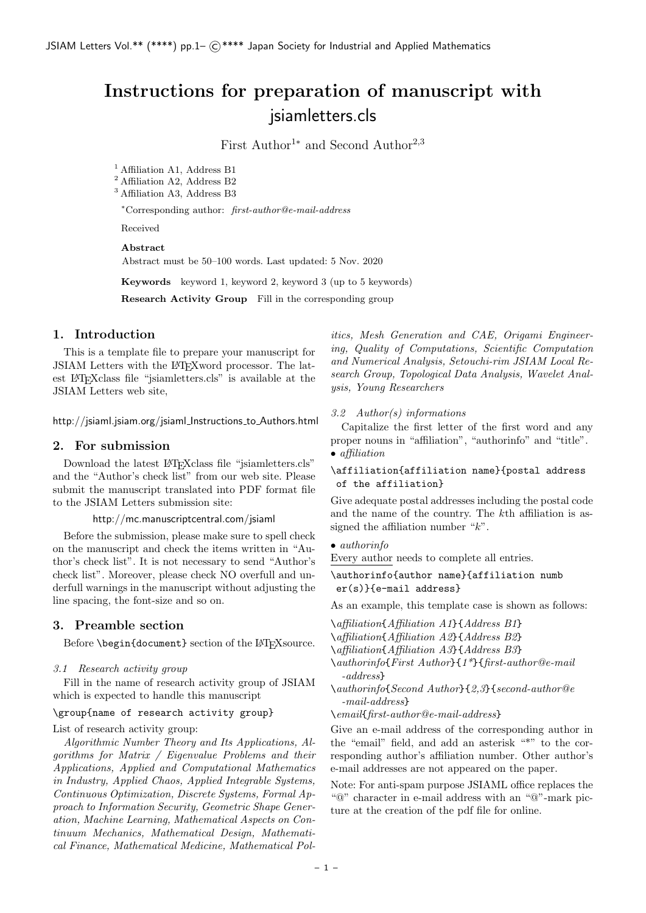# Instructions for preparation of manuscript with jsiamletters.cls

First Author[1*] and Second Author[2,3]

[1] Affiliation A1, Address B1
[2] Affiliation A2, Address B2
[3] Affiliation A3, Address B3

*Corresponding author: *first-author@e-mail-address*

Received

**Abstract**
Abstract must be 50–100 words. Last updated: 5 Nov. 2020

**Keywords** keyword 1, keyword 2, keyword 3 (up to 5 keywords)

**Research Activity Group** Fill in the corresponding group

## 1. Introduction

This is a template file to prepare your manuscript for JSIAM Letters with the LATEXword processor. The latest LATEXclass file "jsiamletters.cls" is available at the JSIAM Letters web site,

http://jsiaml.jsiam.org/jsiaml_Instructions_to_Authors.html

## 2. For submission

Download the latest LATEXclass file "jsiamletters.cls" and the "Author's check list" from our web site. Please submit the manuscript translated into PDF format file to the JSIAM Letters submission site:

http://mc.manuscriptcentral.com/jsiaml

Before the submission, please make sure to spell check on the manuscript and check the items written in "Author's check list". It is not necessary to send "Author's check list". Moreover, please check NO overfull and underfull warnings in the manuscript without adjusting the line spacing, the font-size and so on.

## 3. Preamble section

Before `\begin{document}` section of the LATEXsource.

### *3.1 Research activity group*

Fill in the name of research activity group of JSIAM which is expected to handle this manuscript

```
\group{name of research activity group}
```

List of research activity group:

*Algorithmic Number Theory and Its Applications, Algorithms for Matrix / Eigenvalue Problems and their Applications, Applied and Computational Mathematics in Industry, Applied Chaos, Applied Integrable Systems, Continuous Optimization, Discrete Systems, Formal Approach to Information Security, Geometric Shape Generation, Machine Learning, Mathematical Aspects on Continuum Mechanics, Mathematical Design, Mathematical Finance, Mathematical Medicine, Mathematical Politics, Mesh Generation and CAE, Origami Engineering, Quality of Computations, Scientific Computation and Numerical Analysis, Setouchi-rim JSIAM Local Research Group, Topological Data Analysis, Wavelet Analysis, Young Researchers*

### *3.2 Author(s) informations*

Capitalize the first letter of the first word and any proper nouns in "affiliation", "authorinfo" and "title".

• *affiliation*

```
\affiliation{affiliation name}{postal address
 of the affiliation}
```

Give adequate postal addresses including the postal code and the name of the country. The $k$th affiliation is assigned the affiliation number "$k$".

• *authorinfo*

Every author needs to complete all entries.

```
\authorinfo{author name}{affiliation numb
 er(s)}{e-mail address}
```

As an example, this template case is shown as follows:

```
\affiliation{Affiliation A1}{Address B1}
\affiliation{Affiliation A2}{Address B2}
\affiliation{Affiliation A3}{Address B3}
\authorinfo{First Author}{1*}{first-author@e-mail
 -address}
\authorinfo{Second Author}{2,3}{second-author@e
 -mail-address}
\email{first-author@e-mail-address}
```

Give an e-mail address of the corresponding author in the "email" field, and add an asterisk "*" to the corresponding author's affiliation number. Other author's e-mail addresses are not appeared on the paper.

Note: For anti-spam purpose JSIAML office replaces the "@" character in e-mail address with an "@"-mark picture at the creation of the pdf file for online.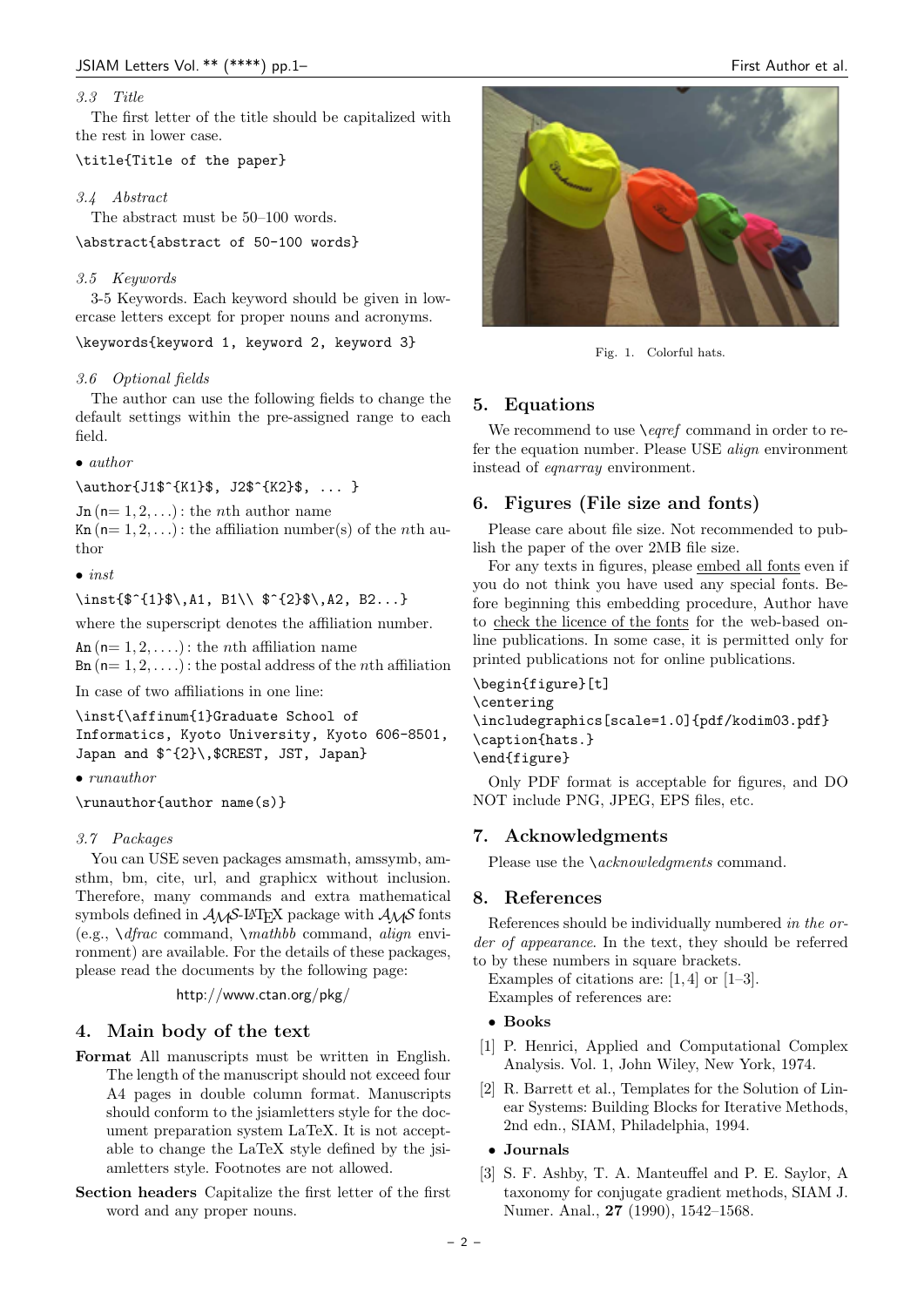### 3.3 Title

The first letter of the title should be capitalized with the rest in lower case.

```
\title{Title of the paper}
```

### 3.4 Abstract

The abstract must be 50–100 words.

```
\abstract{abstract of 50-100 words}
```

### 3.5 Keywords

3-5 Keywords. Each keyword should be given in lowercase letters except for proper nouns and acronyms.

```
\keywords{keyword 1, keyword 2, keyword 3}
```

### 3.6 Optional fields

The author can use the following fields to change the default settings within the pre-assigned range to each field.

- *author*

```
\author{J1$^{K1}$, J2$^{K2}$, ... }
```

Jn ($n = 1, 2, \ldots$) : the $n$th author name
Kn ($n = 1, 2, \ldots$) : the affiliation number(s) of the $n$th author

- *inst*

```
\inst{$^{1}$\,A1, B1\\ $^{2}$\,A2, B2...}
```

where the superscript denotes the affiliation number.

An ($n = 1, 2, \ldots.$) : the $n$th affiliation name
Bn ($n = 1, 2, \ldots.$) : the postal address of the $n$th affiliation

In case of two affiliations in one line:

```
\inst{\affinum{1}Graduate School of
Informatics, Kyoto University, Kyoto 606-8501,
Japan and $^{2}\,$CREST, JST, Japan}
```

- *runauthor*

```
\runauthor{author name(s)}
```

### 3.7 Packages

You can USE seven packages amsmath, amssymb, amsthm, bm, cite, url, and graphicx without inclusion. Therefore, many commands and extra mathematical symbols defined in $\mathcal{AMS}$-LaTeX package with $\mathcal{AMS}$ fonts (e.g., \dfrac command, \mathbb command, *align* environment) are available. For the details of these packages, please read the documents by the following page:

http://www.ctan.org/pkg/

## 4. Main body of the text

**Format** All manuscripts must be written in English. The length of the manuscript should not exceed four A4 pages in double column format. Manuscripts should conform to the jsiamletters style for the document preparation system LaTeX. It is not acceptable to change the LaTeX style defined by the jsiamletters style. Footnotes are not allowed.

**Section headers** Capitalize the first letter of the first word and any proper nouns.

Fig. 1. Colorful hats.

## 5. Equations

We recommend to use \eqref command in order to refer the equation number. Please USE *align* environment instead of *eqnarray* environment.

## 6. Figures (File size and fonts)

Please care about file size. Not recommended to publish the paper of the over 2MB file size.

For any texts in figures, please embed all fonts even if you do not think you have used any special fonts. Before beginning this embedding procedure, Author have to check the licence of the fonts for the web-based online publications. In some case, it is permitted only for printed publications not for online publications.

```
\begin{figure}[t]
\centering
\includegraphics[scale=1.0]{pdf/kodim03.pdf}
\caption{hats.}
\end{figure}
```

Only PDF format is acceptable for figures, and DO NOT include PNG, JPEG, EPS files, etc.

## 7. Acknowledgments

Please use the \acknowledgments command.

## 8. References

References should be individually numbered *in the order of appearance*. In the text, they should be referred to by these numbers in square brackets.

Examples of citations are: [1, 4] or [1–3].

Examples of references are:

- **Books**

[1] P. Henrici, Applied and Computational Complex Analysis. Vol. 1, John Wiley, New York, 1974.

[2] R. Barrett et al., Templates for the Solution of Linear Systems: Building Blocks for Iterative Methods, 2nd edn., SIAM, Philadelphia, 1994.

- **Journals**

[3] S. F. Ashby, T. A. Manteuffel and P. E. Saylor, A taxonomy for conjugate gradient methods, SIAM J. Numer. Anal., **27** (1990), 1542–1568.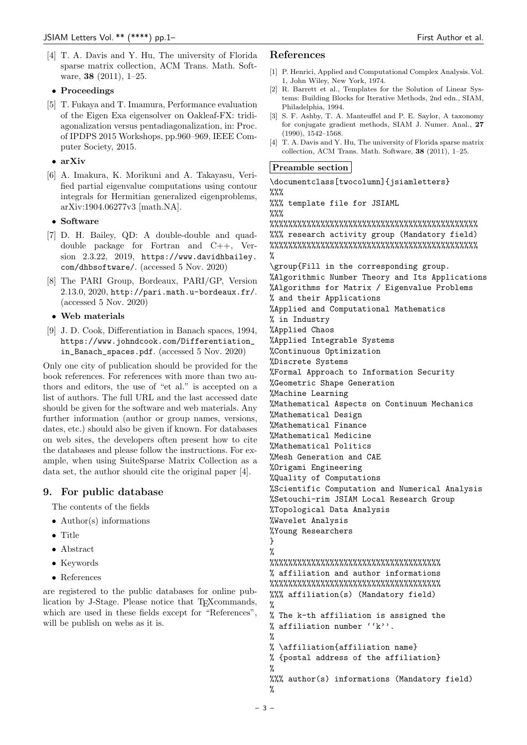[4] T. A. Davis and Y. Hu, The university of Florida sparse matrix collection, ACM Trans. Math. Software, **38** (2011), 1–25.

- **Proceedings**

[5] T. Fukaya and T. Imamura, Performance evaluation of the Eigen Exa eigensolver on Oakleaf-FX: tridiagonalization versus pentadiagonalization, in: Proc. of IPDPS 2015 Workshops, pp.960–969, IEEE Computer Society, 2015.

- **arXiv**

[6] A. Imakura, K. Morikuni and A. Takayasu, Verified partial eigenvalue computations using contour integrals for Hermitian generalized eigenproblems, arXiv:1904.06277v3 [math.NA].

- **Software**

[7] D. H. Bailey, QD: A double-double and quad-double package for Fortran and C++, Version 2.3.22, 2019, https://www.davidhbailey.com/dhbsoftware/. (accessed 5 Nov. 2020)

[8] The PARI Group, Bordeaux, PARI/GP, Version 2.13.0, 2020, http://pari.math.u-bordeaux.fr/. (accessed 5 Nov. 2020)

- **Web materials**

[9] J. D. Cook, Differentiation in Banach spaces, 1994, https://www.johndcook.com/Differentiation_in_Banach_spaces.pdf. (accessed 5 Nov. 2020)

Only one city of publication should be provided for the book references. For references with more than two authors and editors, the use of "et al." is accepted on a list of authors. The full URL and the last accessed date should be given for the software and web materials. Any further information (author or group names, versions, dates, etc.) should also be given if known. For databases on web sites, the developers often present how to cite the databases and please follow the instructions. For example, when using SuiteSparse Matrix Collection as a data set, the author should cite the original paper [4].

## 9. For public database

The contents of the fields

- Author(s) informations
- Title
- Abstract
- Keywords
- References

are registered to the public databases for online publication by J-Stage. Please notice that TEXcommands, which are used in these fields except for "References", will be publish on webs as it is.

## References

[1] P. Henrici, Applied and Computational Complex Analysis. Vol. 1, John Wiley, New York, 1974.

[2] R. Barrett et al., Templates for the Solution of Linear Systems: Building Blocks for Iterative Methods, 2nd edn., SIAM, Philadelphia, 1994.

[3] S. F. Ashby, T. A. Manteuffel and P. E. Saylor, A taxonomy for conjugate gradient methods, SIAM J. Numer. Anal., **27** (1990), 1542–1568.

[4] T. A. Davis and Y. Hu, The university of Florida sparse matrix collection, ACM Trans. Math. Software, **38** (2011), 1–25.

**Preamble section**

```
\documentclass[twocolumn]{jsiamletters}
%%%
%%% template file for JSIAML
%%%
%%%%%%%%%%%%%%%%%%%%%%%%%%%%%%%%%%%%%%%%%%%%%
%%% research activity group (Mandatory field)
%%%%%%%%%%%%%%%%%%%%%%%%%%%%%%%%%%%%%%%%%%%%%
%
\group{Fill in the corresponding group.
%Algorithmic Number Theory and Its Applications
%Algorithms for Matrix / Eigenvalue Problems
% and their Applications
%Applied and Computational Mathematics
% in Industry
%Applied Chaos
%Applied Integrable Systems
%Continuous Optimization
%Discrete Systems
%Formal Approach to Information Security
%Geometric Shape Generation
%Machine Learning
%Mathematical Aspects on Continuum Mechanics
%Mathematical Design
%Mathematical Finance
%Mathematical Medicine
%Mathematical Politics
%Mesh Generation and CAE
%Origami Engineering
%Quality of Computations
%Scientific Computation and Numerical Analysis
%Setouchi-rim JSIAM Local Research Group
%Topological Data Analysis
%Wavelet Analysis
%Young Researchers
}
%
%%%%%%%%%%%%%%%%%%%%%%%%%%%%%%%%%%%
% affiliation and author informations
%%%%%%%%%%%%%%%%%%%%%%%%%%%%%%%%%%%
%%% affiliation(s) (Mandatory field)
%
% The k-th affiliation is assigned the
% affiliation number ``k''.
%
% \affiliation{affiliation name}
% {postal address of the affiliation}
%
%%% author(s) informations (Mandatory field)
%
```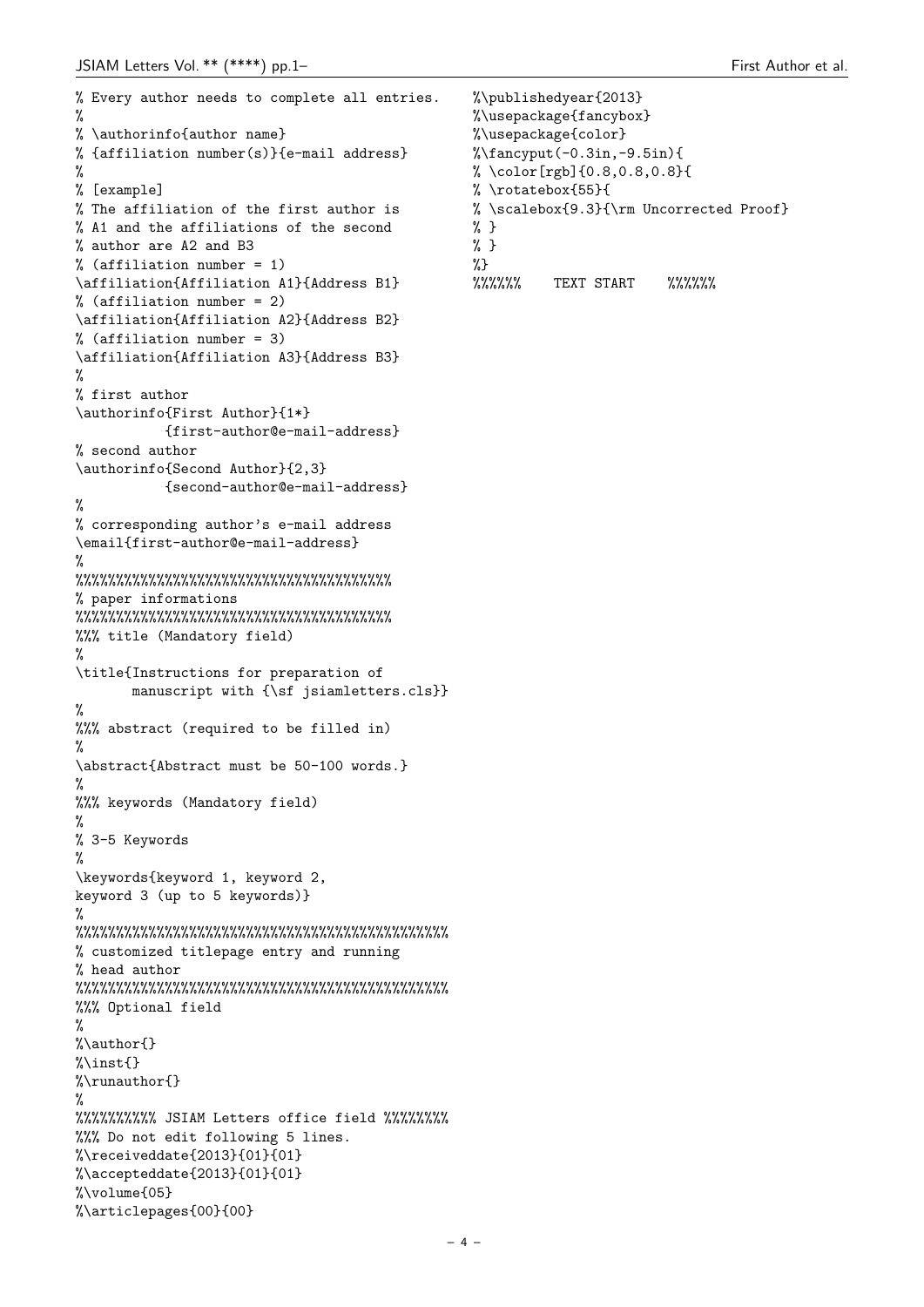```
% Every author needs to complete all entries.
%
% \authorinfo{author name}
% {affiliation number(s)}{e-mail address}
%
% [example]
% The affiliation of the first author is
% A1 and the affiliations of the second
% author are A2 and B3
% (affiliation number = 1)
\affiliation{Affiliation A1}{Address B1}
% (affiliation number = 2)
\affiliation{Affiliation A2}{Address B2}
% (affiliation number = 3)
\affiliation{Affiliation A3}{Address B3}
%
% first author
\authorinfo{First Author}{1*}
           {first-author@e-mail-address}
% second author
\authorinfo{Second Author}{2,3}
           {second-author@e-mail-address}
%
% corresponding author's e-mail address
\email{first-author@e-mail-address}
%
%%%%%%%%%%%%%%%%%%%%%%%%%%%%%%%%%%%%%%%%
% paper informations
%%%%%%%%%%%%%%%%%%%%%%%%%%%%%%%%%%%%%%%%
%%% title (Mandatory field)
%
\title{Instructions for preparation of
       manuscript with {\sf jsiamletters.cls}}
%
%%% abstract (required to be filled in)
%
\abstract{Abstract must be 50-100 words.}
%
%%% keywords (Mandatory field)
%
% 3-5 Keywords
%
\keywords{keyword 1, keyword 2,
keyword 3 (up to 5 keywords)}
%
%%%%%%%%%%%%%%%%%%%%%%%%%%%%%%%%%%%%%%%%%%%%%%%%
% customized titlepage entry and running
% head author
%%%%%%%%%%%%%%%%%%%%%%%%%%%%%%%%%%%%%%%%%%%%%%%%
%%% Optional field
%
%\author{}
%\inst{}
%\runauthor{}
%
%%%%%%%%%% JSIAM Letters office field %%%%%%%%
%%% Do not edit following 5 lines.
%\receiveddate{2013}{01}{01}
%\accepteddate{2013}{01}{01}
%\volume{05}
%\articlepages{00}{00}
%\publishedyear{2013}
%\usepackage{fancybox}
%\usepackage{color}
%\fancyput(-0.3in,-9.5in){
% \color[rgb]{0.8,0.8,0.8}{
% \rotatebox{55}{
% \scalebox{9.3}{\rm Uncorrected Proof}
% }
% }
%}
%%%%%%    TEXT START    %%%%%%
```